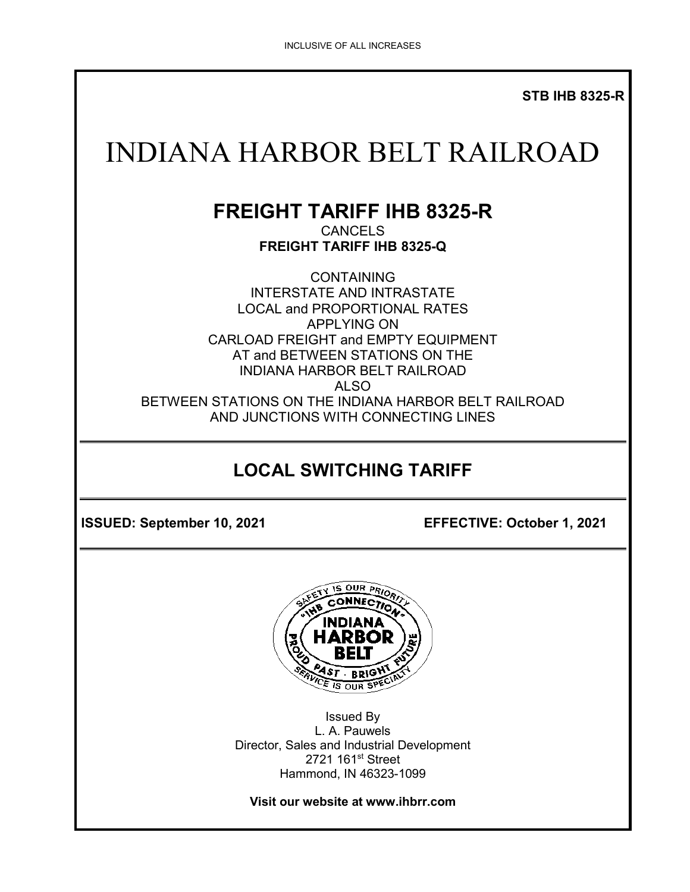INCLUSIVE OF ALL INCREASES

**STB IHB 8325-R**

# INDIANA HARBOR BELT RAILROAD

## FREIGHT TARIFF IHB 8325-R

CANCELS

**FREIGHT TARIFF IHB 8325-Q**

CONTAINING
INTERSTATE AND INTRASTATE
LOCAL and PROPORTIONAL RATES
APPLYING ON
CARLOAD FREIGHT and EMPTY EQUIPMENT
AT and BETWEEN STATIONS ON THE
INDIANA HARBOR BELT RAILROAD
ALSO
BETWEEN STATIONS ON THE INDIANA HARBOR BELT RAILROAD
AND JUNCTIONS WITH CONNECTING LINES

## LOCAL SWITCHING TARIFF

**ISSUED: September 10, 2021** **EFFECTIVE: October 1, 2021**

Issued By
L. A. Pauwels
Director, Sales and Industrial Development
2721 161st Street
Hammond, IN 46323-1099

**Visit our website at www.ihbrr.com**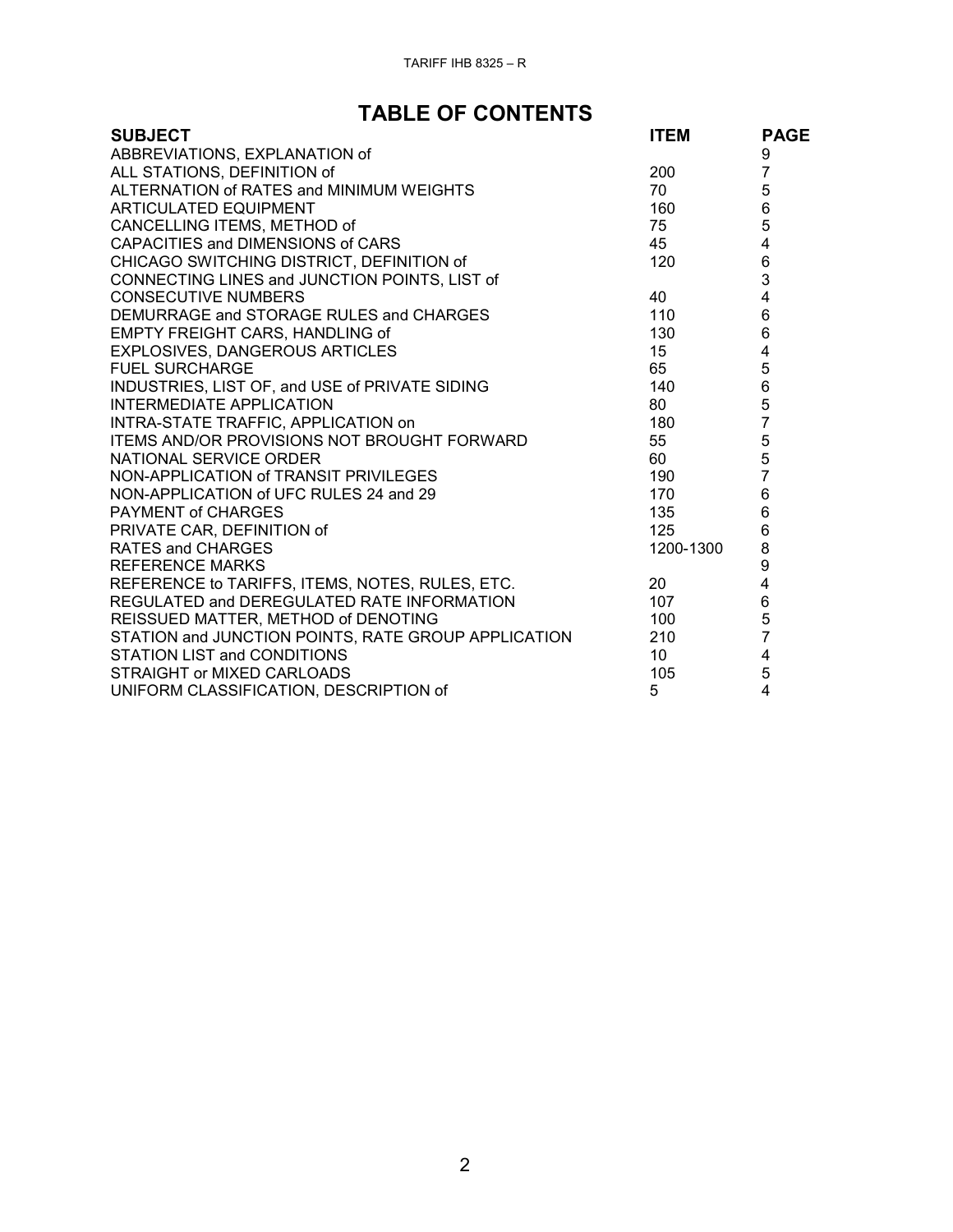# TABLE OF CONTENTS

| SUBJECT | ITEM | PAGE |
|---|---|---|
| ABBREVIATIONS, EXPLANATION of | | 9 |
| ALL STATIONS, DEFINITION of | 200 | 7 |
| ALTERNATION of RATES and MINIMUM WEIGHTS | 70 | 5 |
| ARTICULATED EQUIPMENT | 160 | 6 |
| CANCELLING ITEMS, METHOD of | 75 | 5 |
| CAPACITIES and DIMENSIONS of CARS | 45 | 4 |
| CHICAGO SWITCHING DISTRICT, DEFINITION of | 120 | 6 |
| CONNECTING LINES and JUNCTION POINTS, LIST of | | 3 |
| CONSECUTIVE NUMBERS | 40 | 4 |
| DEMURRAGE and STORAGE RULES and CHARGES | 110 | 6 |
| EMPTY FREIGHT CARS, HANDLING of | 130 | 6 |
| EXPLOSIVES, DANGEROUS ARTICLES | 15 | 4 |
| FUEL SURCHARGE | 65 | 5 |
| INDUSTRIES, LIST OF, and USE of PRIVATE SIDING | 140 | 6 |
| INTERMEDIATE APPLICATION | 80 | 5 |
| INTRA-STATE TRAFFIC, APPLICATION on | 180 | 7 |
| ITEMS AND/OR PROVISIONS NOT BROUGHT FORWARD | 55 | 5 |
| NATIONAL SERVICE ORDER | 60 | 5 |
| NON-APPLICATION of TRANSIT PRIVILEGES | 190 | 7 |
| NON-APPLICATION of UFC RULES 24 and 29 | 170 | 6 |
| PAYMENT of CHARGES | 135 | 6 |
| PRIVATE CAR, DEFINITION of | 125 | 6 |
| RATES and CHARGES | 1200-1300 | 8 |
| REFERENCE MARKS | | 9 |
| REFERENCE to TARIFFS, ITEMS, NOTES, RULES, ETC. | 20 | 4 |
| REGULATED and DEREGULATED RATE INFORMATION | 107 | 6 |
| REISSUED MATTER, METHOD of DENOTING | 100 | 5 |
| STATION and JUNCTION POINTS, RATE GROUP APPLICATION | 210 | 7 |
| STATION LIST and CONDITIONS | 10 | 4 |
| STRAIGHT or MIXED CARLOADS | 105 | 5 |
| UNIFORM CLASSIFICATION, DESCRIPTION of | 5 | 4 |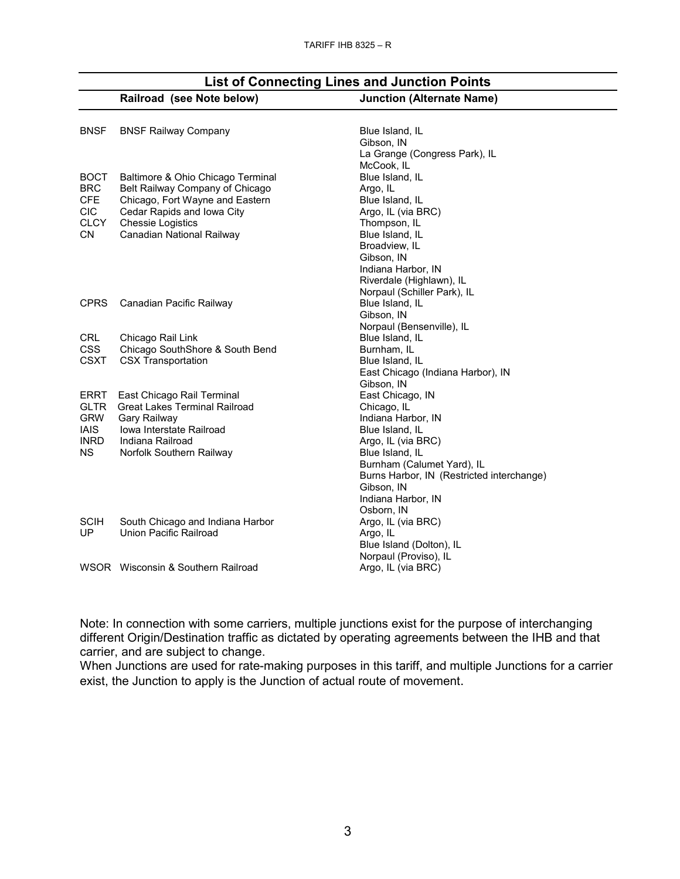## List of Connecting Lines and Junction Points

| | Railroad (see Note below) | Junction (Alternate Name) |
|---|---|---|
| BNSF | BNSF Railway Company | Blue Island, IL |
| | | Gibson, IN |
| | | La Grange (Congress Park), IL |
| | | McCook, IL |
| BOCT | Baltimore & Ohio Chicago Terminal | Blue Island, IL |
| BRC | Belt Railway Company of Chicago | Argo, IL |
| CFE | Chicago, Fort Wayne and Eastern | Blue Island, IL |
| CIC | Cedar Rapids and Iowa City | Argo, IL (via BRC) |
| CLCY | Chessie Logistics | Thompson, IL |
| CN | Canadian National Railway | Blue Island, IL |
| | | Broadview, IL |
| | | Gibson, IN |
| | | Indiana Harbor, IN |
| | | Riverdale (Highlawn), IL |
| | | Norpaul (Schiller Park), IL |
| CPRS | Canadian Pacific Railway | Blue Island, IL |
| | | Gibson, IN |
| | | Norpaul (Bensenville), IL |
| CRL | Chicago Rail Link | Blue Island, IL |
| CSS | Chicago SouthShore & South Bend | Burnham, IL |
| CSXT | CSX Transportation | Blue Island, IL |
| | | East Chicago (Indiana Harbor), IN |
| | | Gibson, IN |
| ERRT | East Chicago Rail Terminal | East Chicago, IN |
| GLTR | Great Lakes Terminal Railroad | Chicago, IL |
| GRW | Gary Railway | Indiana Harbor, IN |
| IAIS | Iowa Interstate Railroad | Blue Island, IL |
| INRD | Indiana Railroad | Argo, IL (via BRC) |
| NS | Norfolk Southern Railway | Blue Island, IL |
| | | Burnham (Calumet Yard), IL |
| | | Burns Harbor, IN (Restricted interchange) |
| | | Gibson, IN |
| | | Indiana Harbor, IN |
| | | Osborn, IN |
| SCIH | South Chicago and Indiana Harbor | Argo, IL (via BRC) |
| UP | Union Pacific Railroad | Argo, IL |
| | | Blue Island (Dolton), IL |
| | | Norpaul (Proviso), IL |
| WSOR | Wisconsin & Southern Railroad | Argo, IL (via BRC) |

Note: In connection with some carriers, multiple junctions exist for the purpose of interchanging different Origin/Destination traffic as dictated by operating agreements between the IHB and that carrier, and are subject to change.
When Junctions are used for rate-making purposes in this tariff, and multiple Junctions for a carrier exist, the Junction to apply is the Junction of actual route of movement.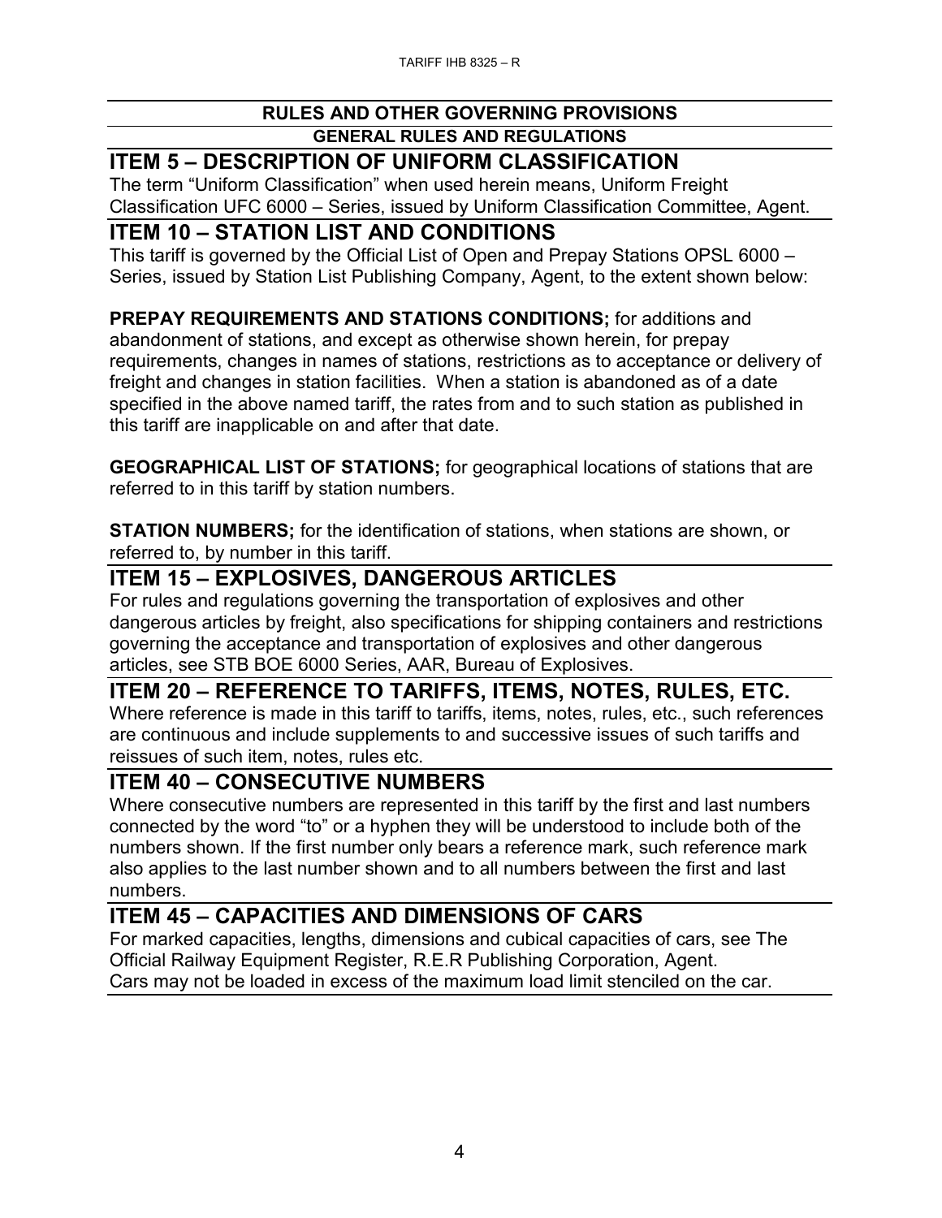## RULES AND OTHER GOVERNING PROVISIONS

### GENERAL RULES AND REGULATIONS

## ITEM 5 – DESCRIPTION OF UNIFORM CLASSIFICATION

The term "Uniform Classification" when used herein means, Uniform Freight Classification UFC 6000 – Series, issued by Uniform Classification Committee, Agent.

## ITEM 10 – STATION LIST AND CONDITIONS

This tariff is governed by the Official List of Open and Prepay Stations OPSL 6000 – Series, issued by Station List Publishing Company, Agent, to the extent shown below:

**PREPAY REQUIREMENTS AND STATIONS CONDITIONS;** for additions and abandonment of stations, and except as otherwise shown herein, for prepay requirements, changes in names of stations, restrictions as to acceptance or delivery of freight and changes in station facilities. When a station is abandoned as of a date specified in the above named tariff, the rates from and to such station as published in this tariff are inapplicable on and after that date.

**GEOGRAPHICAL LIST OF STATIONS;** for geographical locations of stations that are referred to in this tariff by station numbers.

**STATION NUMBERS;** for the identification of stations, when stations are shown, or referred to, by number in this tariff.

## ITEM 15 – EXPLOSIVES, DANGEROUS ARTICLES

For rules and regulations governing the transportation of explosives and other dangerous articles by freight, also specifications for shipping containers and restrictions governing the acceptance and transportation of explosives and other dangerous articles, see STB BOE 6000 Series, AAR, Bureau of Explosives.

## ITEM 20 – REFERENCE TO TARIFFS, ITEMS, NOTES, RULES, ETC.

Where reference is made in this tariff to tariffs, items, notes, rules, etc., such references are continuous and include supplements to and successive issues of such tariffs and reissues of such item, notes, rules etc.

## ITEM 40 – CONSECUTIVE NUMBERS

Where consecutive numbers are represented in this tariff by the first and last numbers connected by the word "to" or a hyphen they will be understood to include both of the numbers shown. If the first number only bears a reference mark, such reference mark also applies to the last number shown and to all numbers between the first and last numbers.

## ITEM 45 – CAPACITIES AND DIMENSIONS OF CARS

For marked capacities, lengths, dimensions and cubical capacities of cars, see The Official Railway Equipment Register, R.E.R Publishing Corporation, Agent.
Cars may not be loaded in excess of the maximum load limit stenciled on the car.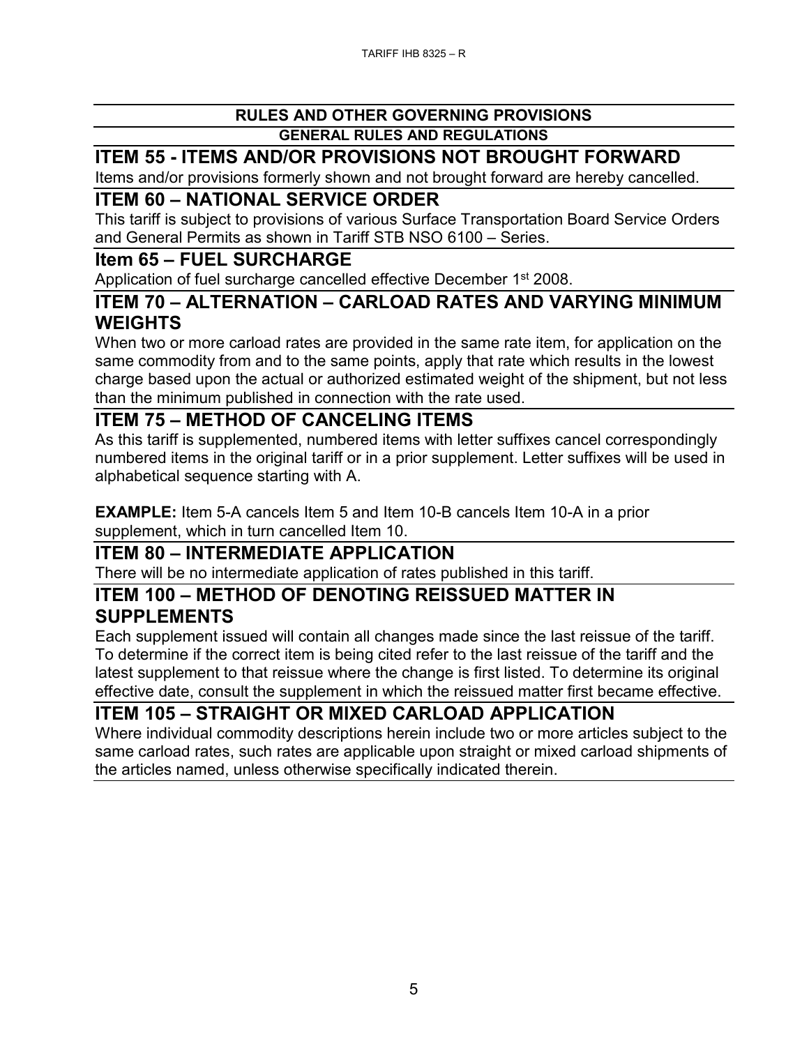## RULES AND OTHER GOVERNING PROVISIONS

### GENERAL RULES AND REGULATIONS

## ITEM 55 - ITEMS AND/OR PROVISIONS NOT BROUGHT FORWARD

Items and/or provisions formerly shown and not brought forward are hereby cancelled.

## ITEM 60 – NATIONAL SERVICE ORDER

This tariff is subject to provisions of various Surface Transportation Board Service Orders and General Permits as shown in Tariff STB NSO 6100 – Series.

## Item 65 – FUEL SURCHARGE

Application of fuel surcharge cancelled effective December 1st 2008.

## ITEM 70 – ALTERNATION – CARLOAD RATES AND VARYING MINIMUM WEIGHTS

When two or more carload rates are provided in the same rate item, for application on the same commodity from and to the same points, apply that rate which results in the lowest charge based upon the actual or authorized estimated weight of the shipment, but not less than the minimum published in connection with the rate used.

## ITEM 75 – METHOD OF CANCELING ITEMS

As this tariff is supplemented, numbered items with letter suffixes cancel correspondingly numbered items in the original tariff or in a prior supplement. Letter suffixes will be used in alphabetical sequence starting with A.

**EXAMPLE:** Item 5-A cancels Item 5 and Item 10-B cancels Item 10-A in a prior supplement, which in turn cancelled Item 10.

## ITEM 80 – INTERMEDIATE APPLICATION

There will be no intermediate application of rates published in this tariff.

## ITEM 100 – METHOD OF DENOTING REISSUED MATTER IN SUPPLEMENTS

Each supplement issued will contain all changes made since the last reissue of the tariff. To determine if the correct item is being cited refer to the last reissue of the tariff and the latest supplement to that reissue where the change is first listed. To determine its original effective date, consult the supplement in which the reissued matter first became effective.

## ITEM 105 – STRAIGHT OR MIXED CARLOAD APPLICATION

Where individual commodity descriptions herein include two or more articles subject to the same carload rates, such rates are applicable upon straight or mixed carload shipments of the articles named, unless otherwise specifically indicated therein.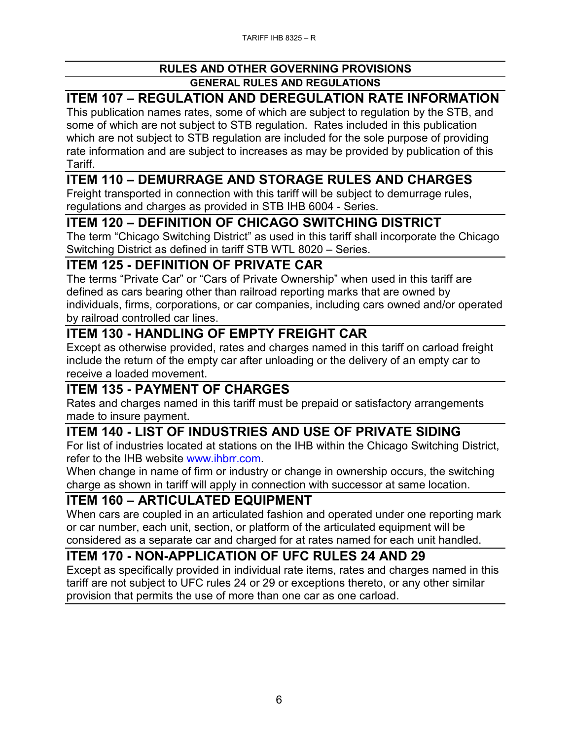## RULES AND OTHER GOVERNING PROVISIONS

### GENERAL RULES AND REGULATIONS

## ITEM 107 – REGULATION AND DEREGULATION RATE INFORMATION

This publication names rates, some of which are subject to regulation by the STB, and some of which are not subject to STB regulation. Rates included in this publication which are not subject to STB regulation are included for the sole purpose of providing rate information and are subject to increases as may be provided by publication of this Tariff.

## ITEM 110 – DEMURRAGE AND STORAGE RULES AND CHARGES

Freight transported in connection with this tariff will be subject to demurrage rules, regulations and charges as provided in STB IHB 6004 - Series.

## ITEM 120 – DEFINITION OF CHICAGO SWITCHING DISTRICT

The term "Chicago Switching District" as used in this tariff shall incorporate the Chicago Switching District as defined in tariff STB WTL 8020 – Series.

## ITEM 125 - DEFINITION OF PRIVATE CAR

The terms "Private Car" or "Cars of Private Ownership" when used in this tariff are defined as cars bearing other than railroad reporting marks that are owned by individuals, firms, corporations, or car companies, including cars owned and/or operated by railroad controlled car lines.

## ITEM 130 - HANDLING OF EMPTY FREIGHT CAR

Except as otherwise provided, rates and charges named in this tariff on carload freight include the return of the empty car after unloading or the delivery of an empty car to receive a loaded movement.

## ITEM 135 - PAYMENT OF CHARGES

Rates and charges named in this tariff must be prepaid or satisfactory arrangements made to insure payment.

## ITEM 140 - LIST OF INDUSTRIES AND USE OF PRIVATE SIDING

For list of industries located at stations on the IHB within the Chicago Switching District, refer to the IHB website www.ihbrr.com.

When change in name of firm or industry or change in ownership occurs, the switching charge as shown in tariff will apply in connection with successor at same location.

## ITEM 160 – ARTICULATED EQUIPMENT

When cars are coupled in an articulated fashion and operated under one reporting mark or car number, each unit, section, or platform of the articulated equipment will be considered as a separate car and charged for at rates named for each unit handled.

## ITEM 170 - NON-APPLICATION OF UFC RULES 24 AND 29

Except as specifically provided in individual rate items, rates and charges named in this tariff are not subject to UFC rules 24 or 29 or exceptions thereto, or any other similar provision that permits the use of more than one car as one carload.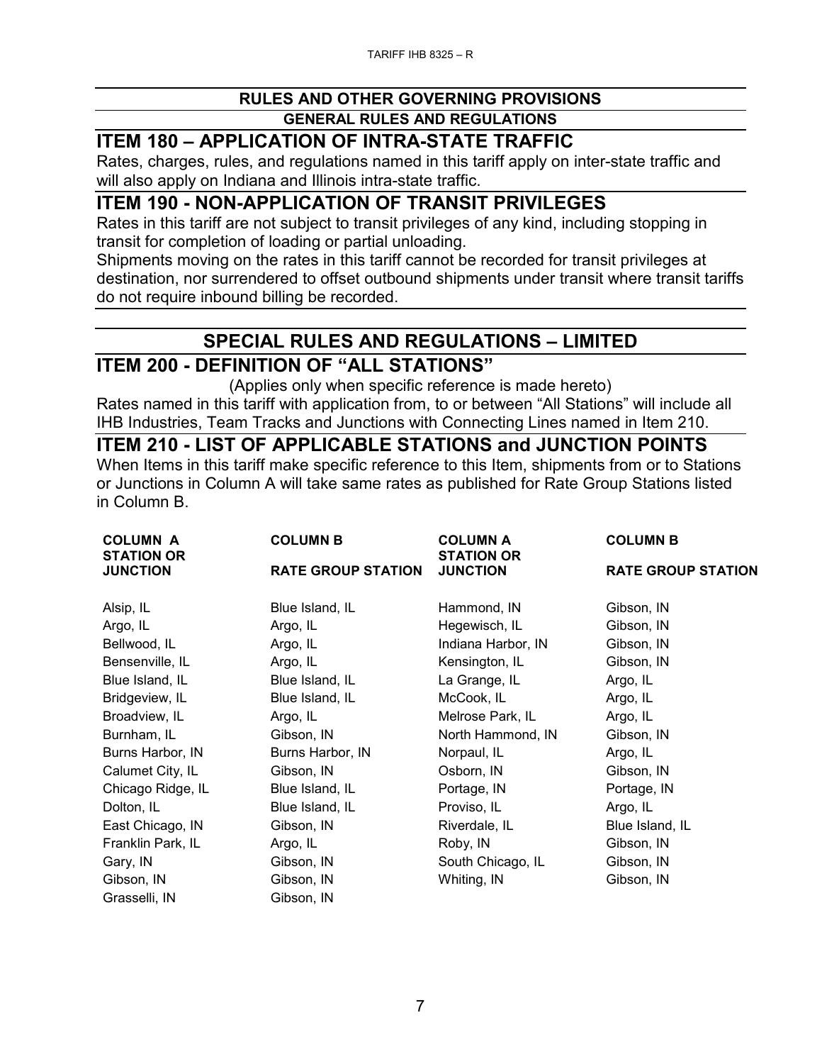## RULES AND OTHER GOVERNING PROVISIONS

### GENERAL RULES AND REGULATIONS

## ITEM 180 – APPLICATION OF INTRA-STATE TRAFFIC

Rates, charges, rules, and regulations named in this tariff apply on inter-state traffic and will also apply on Indiana and Illinois intra-state traffic.

## ITEM 190 - NON-APPLICATION OF TRANSIT PRIVILEGES

Rates in this tariff are not subject to transit privileges of any kind, including stopping in transit for completion of loading or partial unloading.

Shipments moving on the rates in this tariff cannot be recorded for transit privileges at destination, nor surrendered to offset outbound shipments under transit where transit tariffs do not require inbound billing be recorded.

## SPECIAL RULES AND REGULATIONS – LIMITED

## ITEM 200 - DEFINITION OF "ALL STATIONS"

(Applies only when specific reference is made hereto)

Rates named in this tariff with application from, to or between "All Stations" will include all IHB Industries, Team Tracks and Junctions with Connecting Lines named in Item 210.

## ITEM 210 - LIST OF APPLICABLE STATIONS and JUNCTION POINTS

When Items in this tariff make specific reference to this Item, shipments from or to Stations or Junctions in Column A will take same rates as published for Rate Group Stations listed in Column B.

| COLUMN A STATION OR JUNCTION | COLUMN B RATE GROUP STATION | COLUMN A STATION OR JUNCTION | COLUMN B RATE GROUP STATION |
|---|---|---|---|
| Alsip, IL | Blue Island, IL | Hammond, IN | Gibson, IN |
| Argo, IL | Argo, IL | Hegewisch, IL | Gibson, IN |
| Bellwood, IL | Argo, IL | Indiana Harbor, IN | Gibson, IN |
| Bensenville, IL | Argo, IL | Kensington, IL | Gibson, IN |
| Blue Island, IL | Blue Island, IL | La Grange, IL | Argo, IL |
| Bridgeview, IL | Blue Island, IL | McCook, IL | Argo, IL |
| Broadview, IL | Argo, IL | Melrose Park, IL | Argo, IL |
| Burnham, IL | Gibson, IN | North Hammond, IN | Gibson, IN |
| Burns Harbor, IN | Burns Harbor, IN | Norpaul, IL | Argo, IL |
| Calumet City, IL | Gibson, IN | Osborn, IN | Gibson, IN |
| Chicago Ridge, IL | Blue Island, IL | Portage, IN | Portage, IN |
| Dolton, IL | Blue Island, IL | Proviso, IL | Argo, IL |
| East Chicago, IN | Gibson, IN | Riverdale, IL | Blue Island, IL |
| Franklin Park, IL | Argo, IL | Roby, IN | Gibson, IN |
| Gary, IN | Gibson, IN | South Chicago, IL | Gibson, IN |
| Gibson, IN | Gibson, IN | Whiting, IN | Gibson, IN |
| Grasselli, IN | Gibson, IN | | |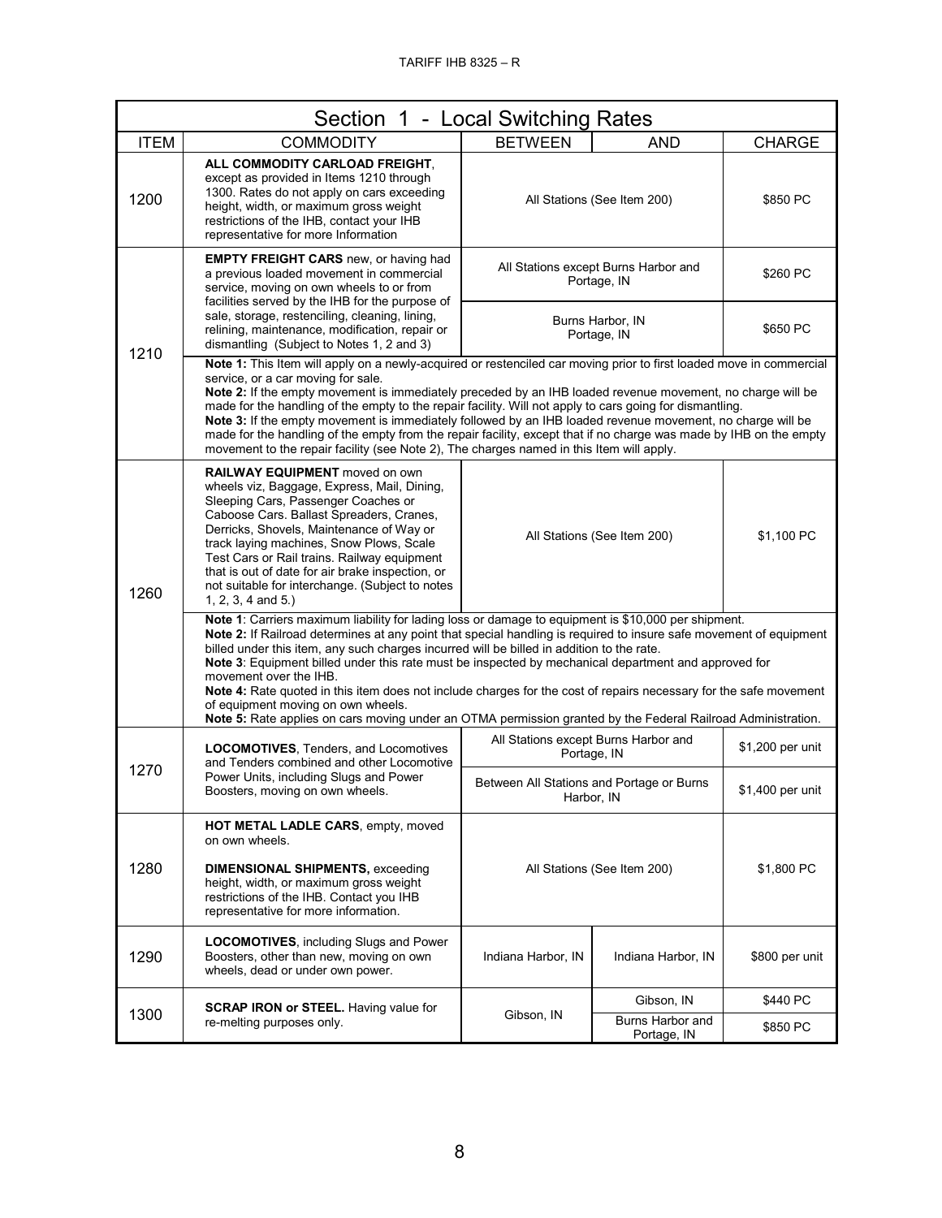## Section 1 - Local Switching Rates

| ITEM | COMMODITY | BETWEEN | AND | CHARGE |
|---|---|---|---|---|
| 1200 | **ALL COMMODITY CARLOAD FREIGHT**, except as provided in Items 1210 through 1300. Rates do not apply on cars exceeding height, width, or maximum gross weight restrictions of the IHB, contact your IHB representative for more Information | All Stations (See Item 200) | | $850 PC |
| 1210 | **EMPTY FREIGHT CARS** new, or having had a previous loaded movement in commercial service, moving on own wheels to or from facilities served by the IHB for the purpose of sale, storage, restenciling, cleaning, lining, relining, maintenance, modification, repair or dismantling (Subject to Notes 1, 2 and 3) | All Stations except Burns Harbor and Portage, IN | | $260 PC |
| | | Burns Harbor, IN Portage, IN | | $650 PC |
| | **Note 1:** This Item will apply on a newly-acquired or restenciled car moving prior to first loaded move in commercial service, or a car moving for sale. **Note 2:** If the empty movement is immediately preceded by an IHB loaded revenue movement, no charge will be made for the handling of the empty to the repair facility. Will not apply to cars going for dismantling. **Note 3:** If the empty movement is immediately followed by an IHB loaded revenue movement, no charge will be made for the handling of the empty from the repair facility, except that if no charge was made by IHB on the empty movement to the repair facility (see Note 2), The charges named in this Item will apply. | | | |
| 1260 | **RAILWAY EQUIPMENT** moved on own wheels viz, Baggage, Express, Mail, Dining, Sleeping Cars, Passenger Coaches or Caboose Cars. Ballast Spreaders, Cranes, Derricks, Shovels, Maintenance of Way or track laying machines, Snow Plows, Scale Test Cars or Rail trains. Railway equipment that is out of date for air brake inspection, or not suitable for interchange. (Subject to notes 1, 2, 3, 4 and 5.) | All Stations (See Item 200) | | $1,100 PC |
| | **Note 1**: Carriers maximum liability for lading loss or damage to equipment is $10,000 per shipment. **Note 2:** If Railroad determines at any point that special handling is required to insure safe movement of equipment billed under this item, any such charges incurred will be billed in addition to the rate. **Note 3**: Equipment billed under this rate must be inspected by mechanical department and approved for movement over the IHB. **Note 4:** Rate quoted in this item does not include charges for the cost of repairs necessary for the safe movement of equipment moving on own wheels. **Note 5:** Rate applies on cars moving under an OTMA permission granted by the Federal Railroad Administration. | | | |
| 1270 | **LOCOMOTIVES**, Tenders, and Locomotives and Tenders combined and other Locomotive Power Units, including Slugs and Power Boosters, moving on own wheels. | All Stations except Burns Harbor and Portage, IN | | $1,200 per unit |
| | | Between All Stations and Portage or Burns Harbor, IN | | $1,400 per unit |
| 1280 | **HOT METAL LADLE CARS**, empty, moved on own wheels.<br><br>**DIMENSIONAL SHIPMENTS,** exceeding height, width, or maximum gross weight restrictions of the IHB. Contact you IHB representative for more information. | All Stations (See Item 200) | | $1,800 PC |
| 1290 | **LOCOMOTIVES**, including Slugs and Power Boosters, other than new, moving on own wheels, dead or under own power. | Indiana Harbor, IN | Indiana Harbor, IN | $800 per unit |
| 1300 | **SCRAP IRON or STEEL.** Having value for re-melting purposes only. | Gibson, IN | Gibson, IN | $440 PC |
| | | | Burns Harbor and Portage, IN | $850 PC |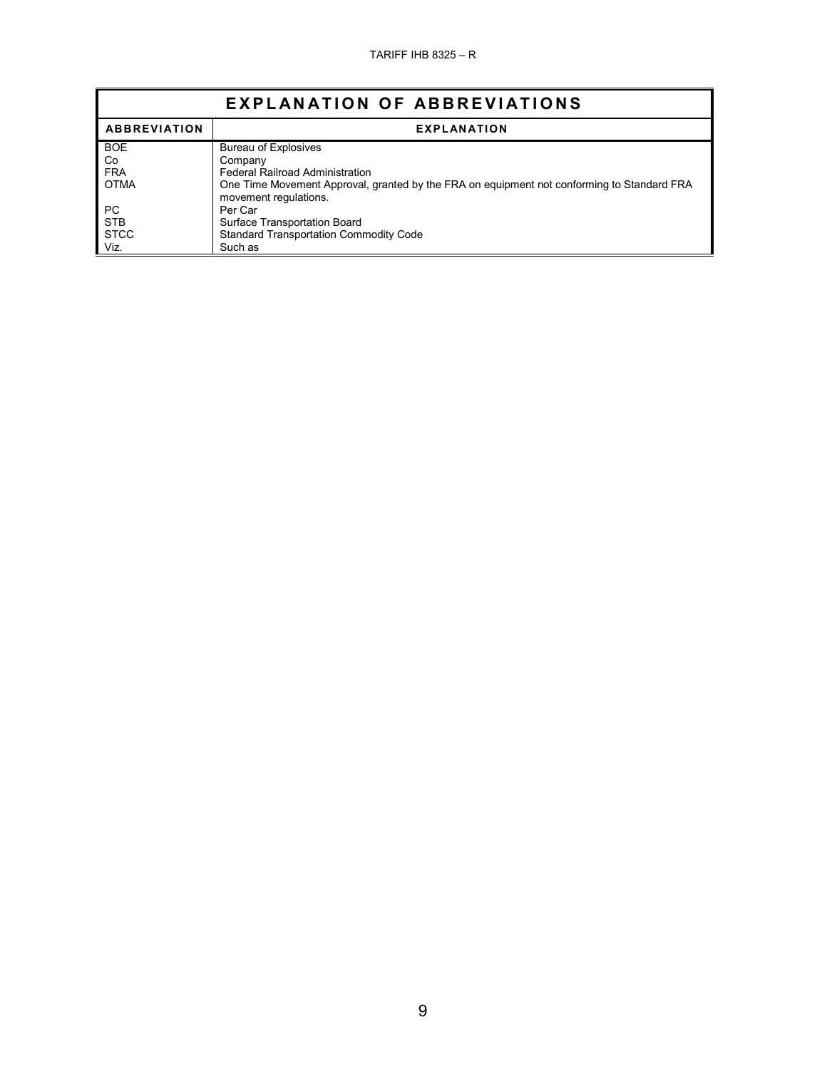# EXPLANATION OF ABBREVIATIONS

| ABBREVIATION | EXPLANATION |
|---|---|
| BOE | Bureau of Explosives |
| Co | Company |
| FRA | Federal Railroad Administration |
| OTMA | One Time Movement Approval, granted by the FRA on equipment not conforming to Standard FRA movement regulations. |
| PC | Per Car |
| STB | Surface Transportation Board |
| STCC | Standard Transportation Commodity Code |
| Viz. | Such as |